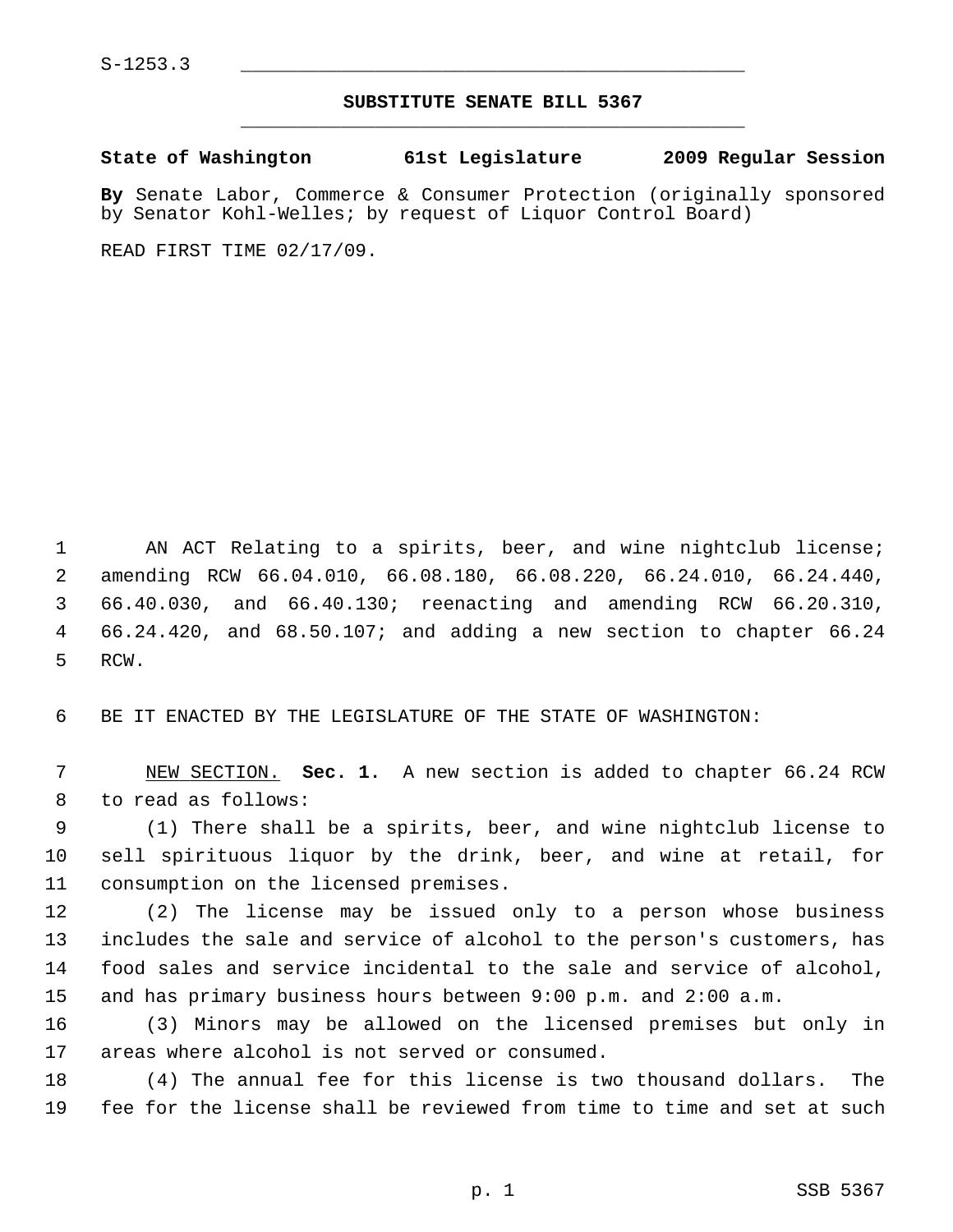S-1253.3

# SUBSTITUTE SENATE BILL 5367

**State of Washington 61st Legislature 2009 Regular Session**

**By** Senate Labor, Commerce & Consumer Protection (originally sponsored by Senator Kohl-Welles; by request of Liquor Control Board)

READ FIRST TIME 02/17/09.

AN ACT Relating to a spirits, beer, and wine nightclub license; amending RCW 66.04.010, 66.08.180, 66.08.220, 66.24.010, 66.24.440, 66.40.030, and 66.40.130; reenacting and amending RCW 66.20.310, 66.24.420, and 68.50.107; and adding a new section to chapter 66.24 RCW.

BE IT ENACTED BY THE LEGISLATURE OF THE STATE OF WASHINGTON:

NEW SECTION. **Sec. 1.** A new section is added to chapter 66.24 RCW to read as follows:

(1) There shall be a spirits, beer, and wine nightclub license to sell spirituous liquor by the drink, beer, and wine at retail, for consumption on the licensed premises.

(2) The license may be issued only to a person whose business includes the sale and service of alcohol to the person's customers, has food sales and service incidental to the sale and service of alcohol, and has primary business hours between 9:00 p.m. and 2:00 a.m.

(3) Minors may be allowed on the licensed premises but only in areas where alcohol is not served or consumed.

(4) The annual fee for this license is two thousand dollars. The fee for the license shall be reviewed from time to time and set at such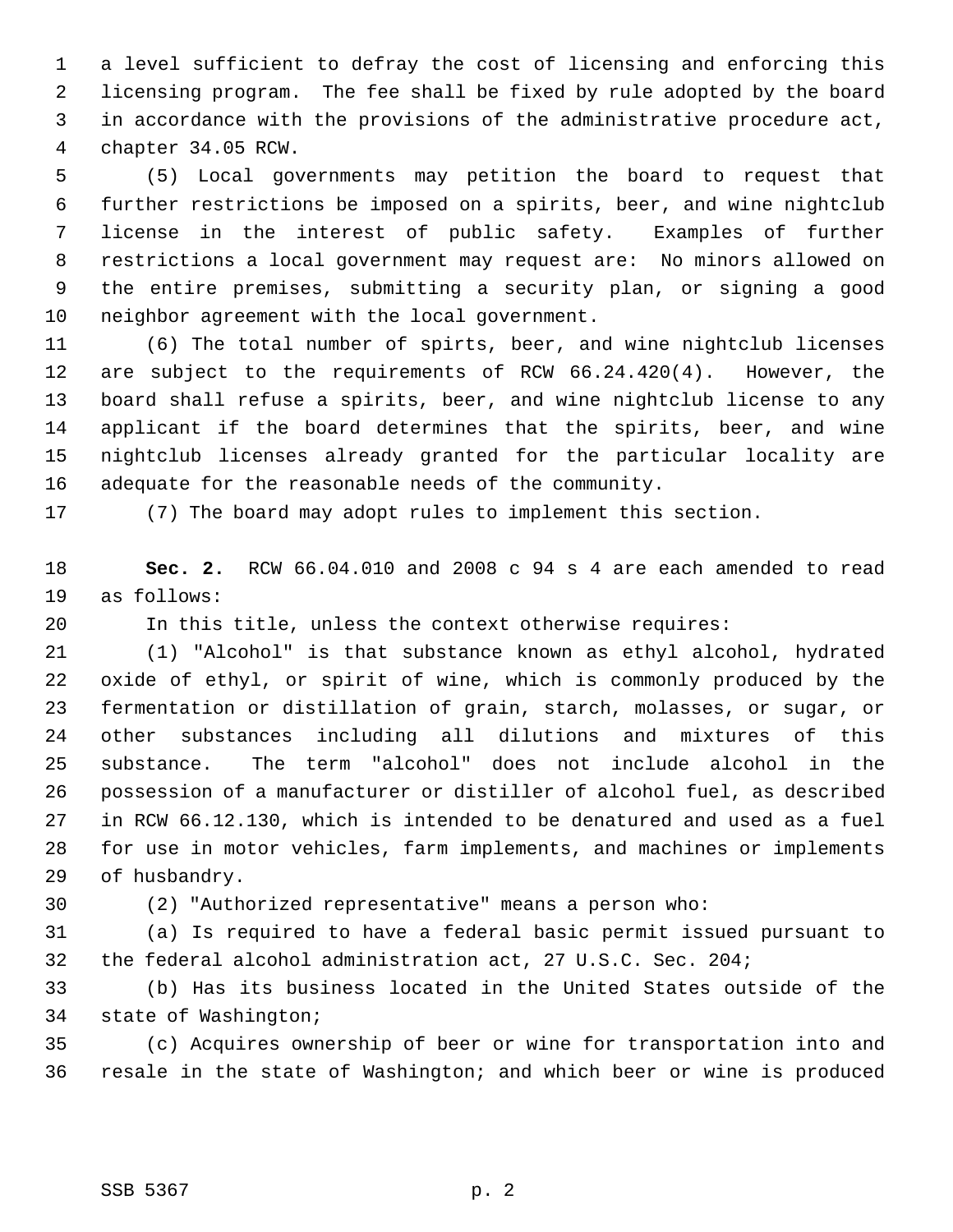a level sufficient to defray the cost of licensing and enforcing this licensing program. The fee shall be fixed by rule adopted by the board in accordance with the provisions of the administrative procedure act, chapter 34.05 RCW.

(5) Local governments may petition the board to request that further restrictions be imposed on a spirits, beer, and wine nightclub license in the interest of public safety. Examples of further restrictions a local government may request are: No minors allowed on the entire premises, submitting a security plan, or signing a good neighbor agreement with the local government.

(6) The total number of spirts, beer, and wine nightclub licenses are subject to the requirements of RCW 66.24.420(4). However, the board shall refuse a spirits, beer, and wine nightclub license to any applicant if the board determines that the spirits, beer, and wine nightclub licenses already granted for the particular locality are adequate for the reasonable needs of the community.

(7) The board may adopt rules to implement this section.

**Sec. 2.** RCW 66.04.010 and 2008 c 94 s 4 are each amended to read as follows:

In this title, unless the context otherwise requires:

(1) "Alcohol" is that substance known as ethyl alcohol, hydrated oxide of ethyl, or spirit of wine, which is commonly produced by the fermentation or distillation of grain, starch, molasses, or sugar, or other substances including all dilutions and mixtures of this substance. The term "alcohol" does not include alcohol in the possession of a manufacturer or distiller of alcohol fuel, as described in RCW 66.12.130, which is intended to be denatured and used as a fuel for use in motor vehicles, farm implements, and machines or implements of husbandry.

(2) "Authorized representative" means a person who:

(a) Is required to have a federal basic permit issued pursuant to the federal alcohol administration act, 27 U.S.C. Sec. 204;

(b) Has its business located in the United States outside of the state of Washington;

(c) Acquires ownership of beer or wine for transportation into and resale in the state of Washington; and which beer or wine is produced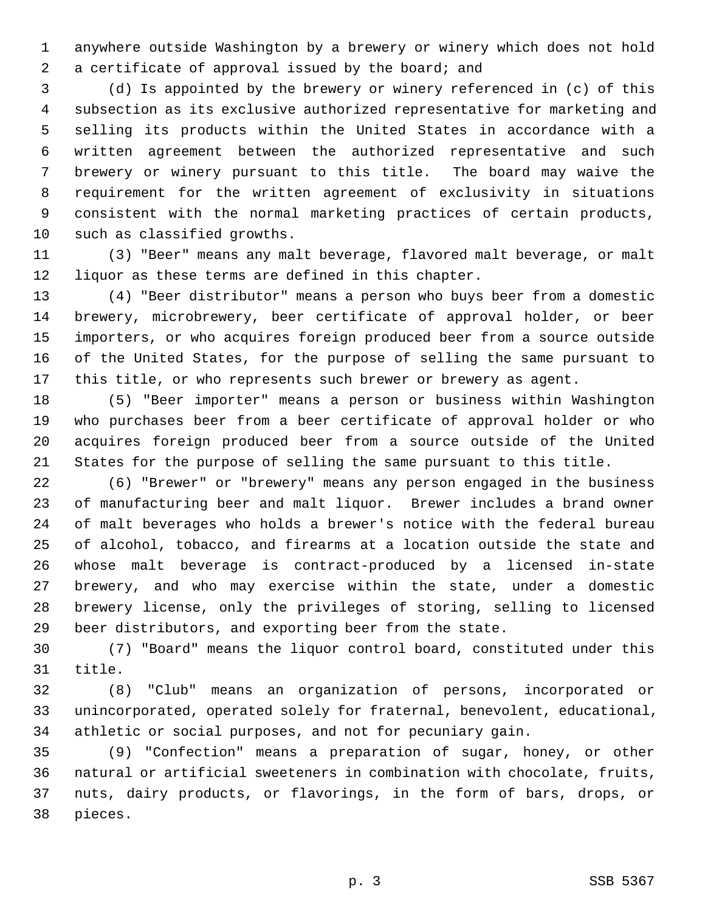anywhere outside Washington by a brewery or winery which does not hold a certificate of approval issued by the board; and

(d) Is appointed by the brewery or winery referenced in (c) of this subsection as its exclusive authorized representative for marketing and selling its products within the United States in accordance with a written agreement between the authorized representative and such brewery or winery pursuant to this title. The board may waive the requirement for the written agreement of exclusivity in situations consistent with the normal marketing practices of certain products, such as classified growths.

(3) "Beer" means any malt beverage, flavored malt beverage, or malt liquor as these terms are defined in this chapter.

(4) "Beer distributor" means a person who buys beer from a domestic brewery, microbrewery, beer certificate of approval holder, or beer importers, or who acquires foreign produced beer from a source outside of the United States, for the purpose of selling the same pursuant to this title, or who represents such brewer or brewery as agent.

(5) "Beer importer" means a person or business within Washington who purchases beer from a beer certificate of approval holder or who acquires foreign produced beer from a source outside of the United States for the purpose of selling the same pursuant to this title.

(6) "Brewer" or "brewery" means any person engaged in the business of manufacturing beer and malt liquor. Brewer includes a brand owner of malt beverages who holds a brewer's notice with the federal bureau of alcohol, tobacco, and firearms at a location outside the state and whose malt beverage is contract-produced by a licensed in-state brewery, and who may exercise within the state, under a domestic brewery license, only the privileges of storing, selling to licensed beer distributors, and exporting beer from the state.

(7) "Board" means the liquor control board, constituted under this title.

(8) "Club" means an organization of persons, incorporated or unincorporated, operated solely for fraternal, benevolent, educational, athletic or social purposes, and not for pecuniary gain.

(9) "Confection" means a preparation of sugar, honey, or other natural or artificial sweeteners in combination with chocolate, fruits, nuts, dairy products, or flavorings, in the form of bars, drops, or pieces.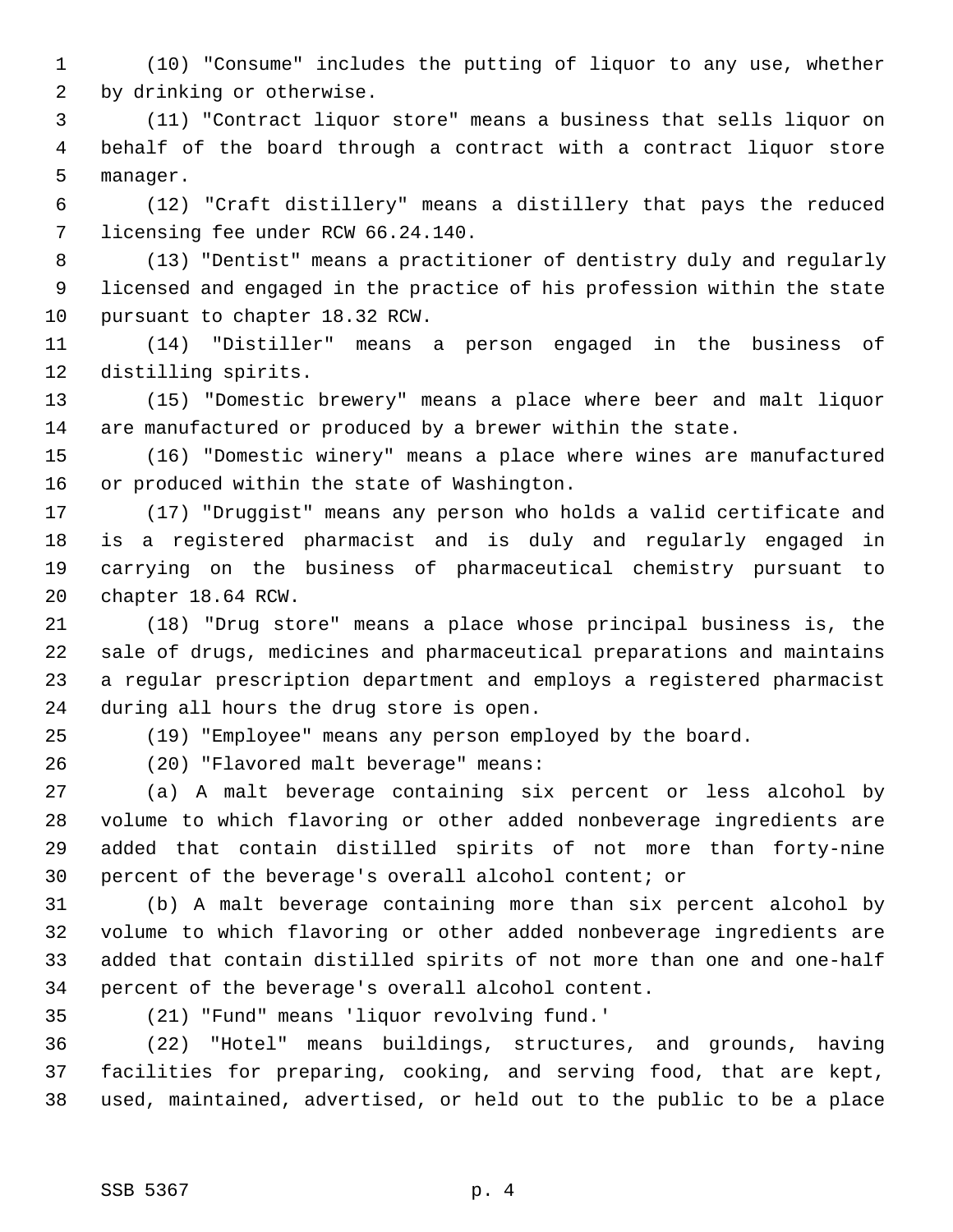(10) "Consume" includes the putting of liquor to any use, whether by drinking or otherwise.

(11) "Contract liquor store" means a business that sells liquor on behalf of the board through a contract with a contract liquor store manager.

(12) "Craft distillery" means a distillery that pays the reduced licensing fee under RCW 66.24.140.

(13) "Dentist" means a practitioner of dentistry duly and regularly licensed and engaged in the practice of his profession within the state pursuant to chapter 18.32 RCW.

(14) "Distiller" means a person engaged in the business of distilling spirits.

(15) "Domestic brewery" means a place where beer and malt liquor are manufactured or produced by a brewer within the state.

(16) "Domestic winery" means a place where wines are manufactured or produced within the state of Washington.

(17) "Druggist" means any person who holds a valid certificate and is a registered pharmacist and is duly and regularly engaged in carrying on the business of pharmaceutical chemistry pursuant to chapter 18.64 RCW.

(18) "Drug store" means a place whose principal business is, the sale of drugs, medicines and pharmaceutical preparations and maintains a regular prescription department and employs a registered pharmacist during all hours the drug store is open.

(19) "Employee" means any person employed by the board.

(20) "Flavored malt beverage" means:

(a) A malt beverage containing six percent or less alcohol by volume to which flavoring or other added nonbeverage ingredients are added that contain distilled spirits of not more than forty-nine percent of the beverage's overall alcohol content; or

(b) A malt beverage containing more than six percent alcohol by volume to which flavoring or other added nonbeverage ingredients are added that contain distilled spirits of not more than one and one-half percent of the beverage's overall alcohol content.

(21) "Fund" means 'liquor revolving fund.'

(22) "Hotel" means buildings, structures, and grounds, having facilities for preparing, cooking, and serving food, that are kept, used, maintained, advertised, or held out to the public to be a place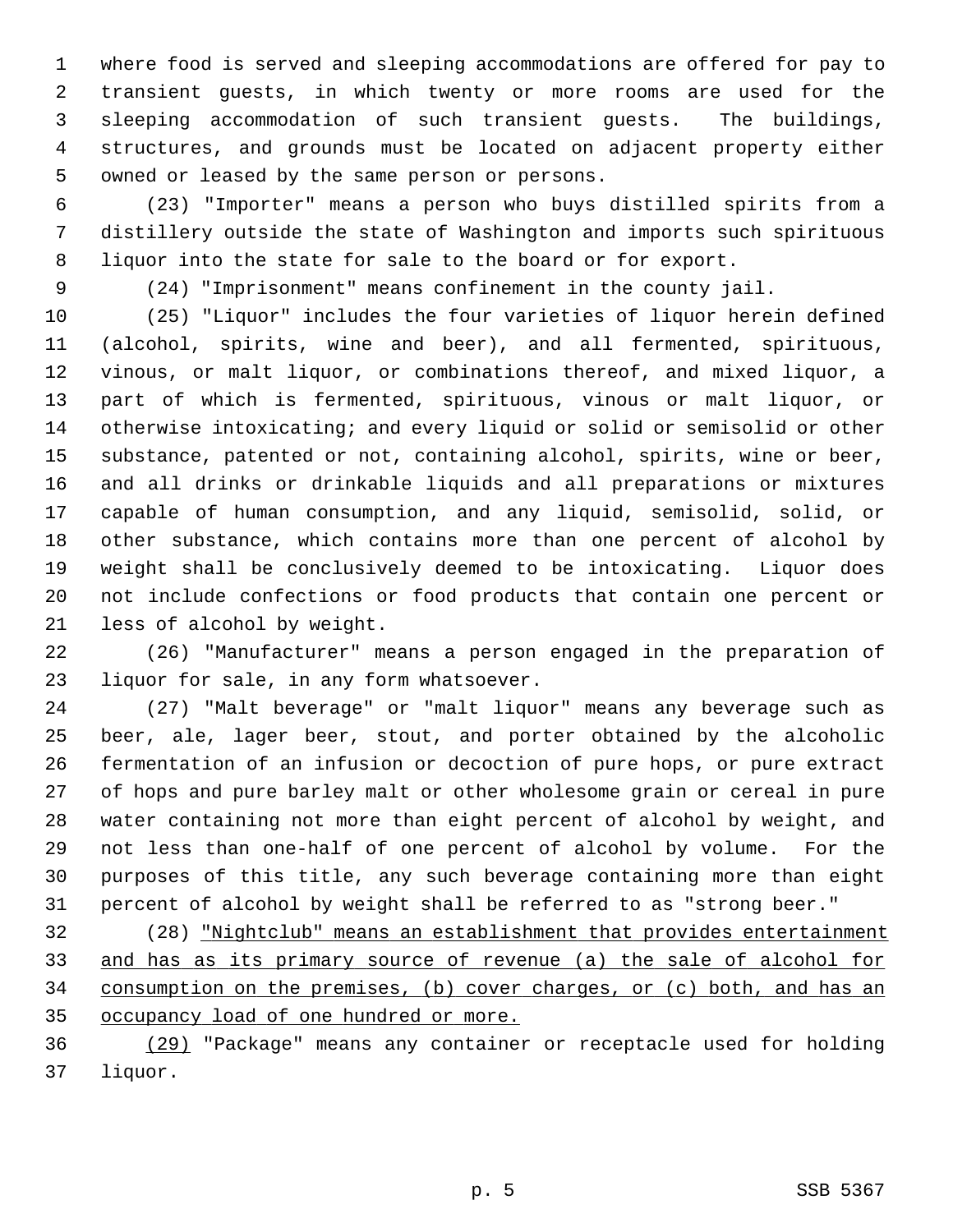where food is served and sleeping accommodations are offered for pay to transient guests, in which twenty or more rooms are used for the sleeping accommodation of such transient guests. The buildings, structures, and grounds must be located on adjacent property either owned or leased by the same person or persons.

(23) "Importer" means a person who buys distilled spirits from a distillery outside the state of Washington and imports such spirituous liquor into the state for sale to the board or for export.

(24) "Imprisonment" means confinement in the county jail.

(25) "Liquor" includes the four varieties of liquor herein defined (alcohol, spirits, wine and beer), and all fermented, spirituous, vinous, or malt liquor, or combinations thereof, and mixed liquor, a part of which is fermented, spirituous, vinous or malt liquor, or otherwise intoxicating; and every liquid or solid or semisolid or other substance, patented or not, containing alcohol, spirits, wine or beer, and all drinks or drinkable liquids and all preparations or mixtures capable of human consumption, and any liquid, semisolid, solid, or other substance, which contains more than one percent of alcohol by weight shall be conclusively deemed to be intoxicating. Liquor does not include confections or food products that contain one percent or less of alcohol by weight.

(26) "Manufacturer" means a person engaged in the preparation of liquor for sale, in any form whatsoever.

(27) "Malt beverage" or "malt liquor" means any beverage such as beer, ale, lager beer, stout, and porter obtained by the alcoholic fermentation of an infusion or decoction of pure hops, or pure extract of hops and pure barley malt or other wholesome grain or cereal in pure water containing not more than eight percent of alcohol by weight, and not less than one-half of one percent of alcohol by volume. For the purposes of this title, any such beverage containing more than eight percent of alcohol by weight shall be referred to as "strong beer."

(28) <u>"Nightclub" means an establishment that provides entertainment and has as its primary source of revenue (a) the sale of alcohol for consumption on the premises, (b) cover charges, or (c) both, and has an occupancy load of one hundred or more.</u>

<u>(29)</u> "Package" means any container or receptacle used for holding liquor.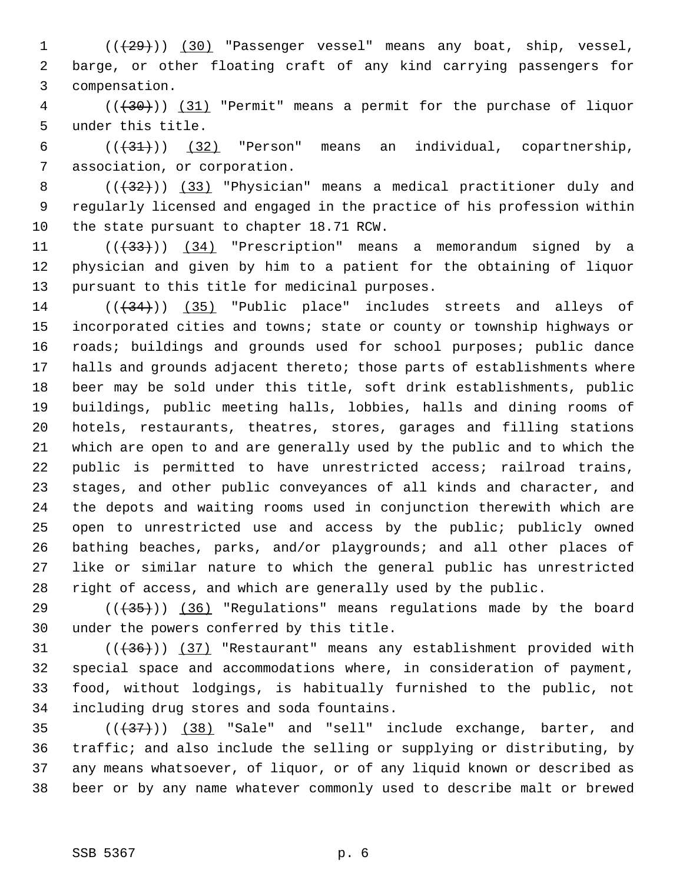((~~(29)~~)) <u>(30)</u> "Passenger vessel" means any boat, ship, vessel, barge, or other floating craft of any kind carrying passengers for compensation.

((~~(30)~~)) <u>(31)</u> "Permit" means a permit for the purchase of liquor under this title.

((~~(31)~~)) <u>(32)</u> "Person" means an individual, copartnership, association, or corporation.

((~~(32)~~)) <u>(33)</u> "Physician" means a medical practitioner duly and regularly licensed and engaged in the practice of his profession within the state pursuant to chapter 18.71 RCW.

((~~(33)~~)) <u>(34)</u> "Prescription" means a memorandum signed by a physician and given by him to a patient for the obtaining of liquor pursuant to this title for medicinal purposes.

((~~(34)~~)) <u>(35)</u> "Public place" includes streets and alleys of incorporated cities and towns; state or county or township highways or roads; buildings and grounds used for school purposes; public dance halls and grounds adjacent thereto; those parts of establishments where beer may be sold under this title, soft drink establishments, public buildings, public meeting halls, lobbies, halls and dining rooms of hotels, restaurants, theatres, stores, garages and filling stations which are open to and are generally used by the public and to which the public is permitted to have unrestricted access; railroad trains, stages, and other public conveyances of all kinds and character, and the depots and waiting rooms used in conjunction therewith which are open to unrestricted use and access by the public; publicly owned bathing beaches, parks, and/or playgrounds; and all other places of like or similar nature to which the general public has unrestricted right of access, and which are generally used by the public.

((~~(35)~~)) <u>(36)</u> "Regulations" means regulations made by the board under the powers conferred by this title.

((~~(36)~~)) <u>(37)</u> "Restaurant" means any establishment provided with special space and accommodations where, in consideration of payment, food, without lodgings, is habitually furnished to the public, not including drug stores and soda fountains.

((~~(37)~~)) <u>(38)</u> "Sale" and "sell" include exchange, barter, and traffic; and also include the selling or supplying or distributing, by any means whatsoever, of liquor, or of any liquid known or described as beer or by any name whatever commonly used to describe malt or brewed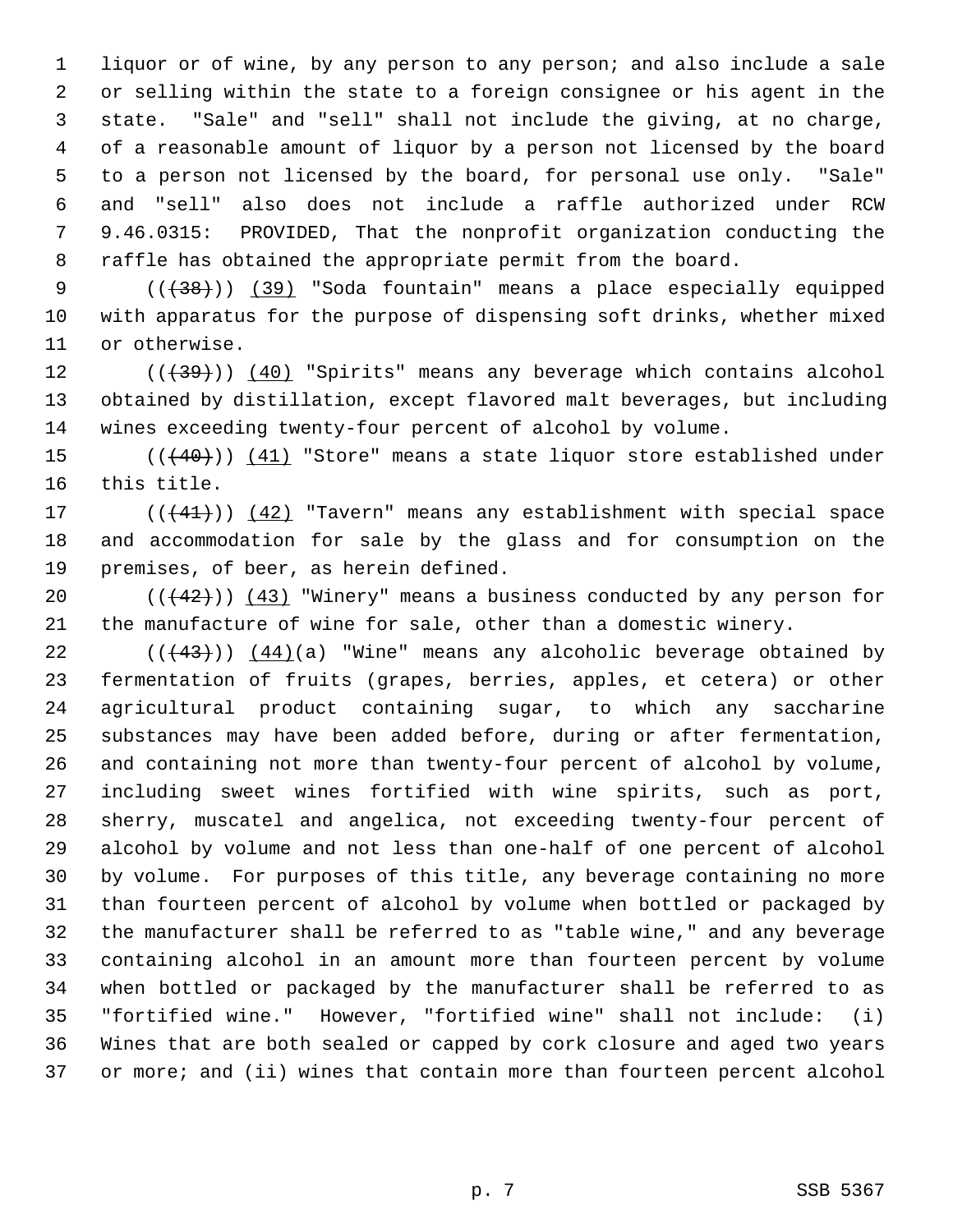liquor or of wine, by any person to any person; and also include a sale or selling within the state to a foreign consignee or his agent in the state. "Sale" and "sell" shall not include the giving, at no charge, of a reasonable amount of liquor by a person not licensed by the board to a person not licensed by the board, for personal use only. "Sale" and "sell" also does not include a raffle authorized under RCW 9.46.0315: PROVIDED, That the nonprofit organization conducting the raffle has obtained the appropriate permit from the board.

(((38))) (39) "Soda fountain" means a place especially equipped with apparatus for the purpose of dispensing soft drinks, whether mixed or otherwise.

(((39))) (40) "Spirits" means any beverage which contains alcohol obtained by distillation, except flavored malt beverages, but including wines exceeding twenty-four percent of alcohol by volume.

(((40))) (41) "Store" means a state liquor store established under this title.

(((41))) (42) "Tavern" means any establishment with special space and accommodation for sale by the glass and for consumption on the premises, of beer, as herein defined.

(((42))) (43) "Winery" means a business conducted by any person for the manufacture of wine for sale, other than a domestic winery.

(((43))) (44)(a) "Wine" means any alcoholic beverage obtained by fermentation of fruits (grapes, berries, apples, et cetera) or other agricultural product containing sugar, to which any saccharine substances may have been added before, during or after fermentation, and containing not more than twenty-four percent of alcohol by volume, including sweet wines fortified with wine spirits, such as port, sherry, muscatel and angelica, not exceeding twenty-four percent of alcohol by volume and not less than one-half of one percent of alcohol by volume. For purposes of this title, any beverage containing no more than fourteen percent of alcohol by volume when bottled or packaged by the manufacturer shall be referred to as "table wine," and any beverage containing alcohol in an amount more than fourteen percent by volume when bottled or packaged by the manufacturer shall be referred to as "fortified wine." However, "fortified wine" shall not include: (i) Wines that are both sealed or capped by cork closure and aged two years or more; and (ii) wines that contain more than fourteen percent alcohol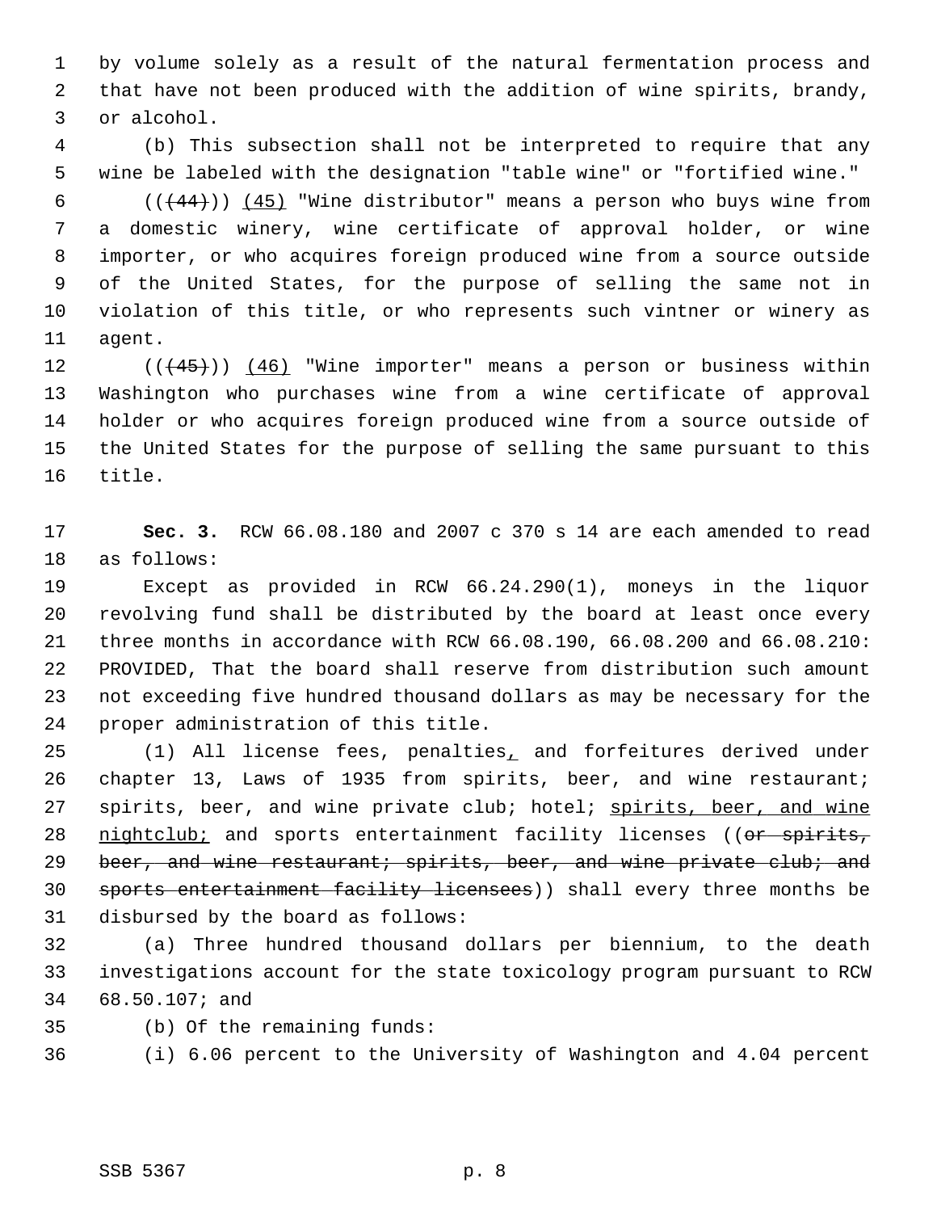by volume solely as a result of the natural fermentation process and that have not been produced with the addition of wine spirits, brandy, or alcohol.

(b) This subsection shall not be interpreted to require that any wine be labeled with the designation "table wine" or "fortified wine."

(((44))) (45) "Wine distributor" means a person who buys wine from a domestic winery, wine certificate of approval holder, or wine importer, or who acquires foreign produced wine from a source outside of the United States, for the purpose of selling the same not in violation of this title, or who represents such vintner or winery as agent.

(((45))) (46) "Wine importer" means a person or business within Washington who purchases wine from a wine certificate of approval holder or who acquires foreign produced wine from a source outside of the United States for the purpose of selling the same pursuant to this title.

**Sec. 3.** RCW 66.08.180 and 2007 c 370 s 14 are each amended to read as follows:

Except as provided in RCW 66.24.290(1), moneys in the liquor revolving fund shall be distributed by the board at least once every three months in accordance with RCW 66.08.190, 66.08.200 and 66.08.210: PROVIDED, That the board shall reserve from distribution such amount not exceeding five hundred thousand dollars as may be necessary for the proper administration of this title.

(1) All license fees, penalties, and forfeitures derived under chapter 13, Laws of 1935 from spirits, beer, and wine restaurant; spirits, beer, and wine private club; hotel; spirits, beer, and wine nightclub; and sports entertainment facility licenses ((or spirits, beer, and wine restaurant; spirits, beer, and wine private club; and sports entertainment facility licensees)) shall every three months be disbursed by the board as follows:

(a) Three hundred thousand dollars per biennium, to the death investigations account for the state toxicology program pursuant to RCW 68.50.107; and

(b) Of the remaining funds:

(i) 6.06 percent to the University of Washington and 4.04 percent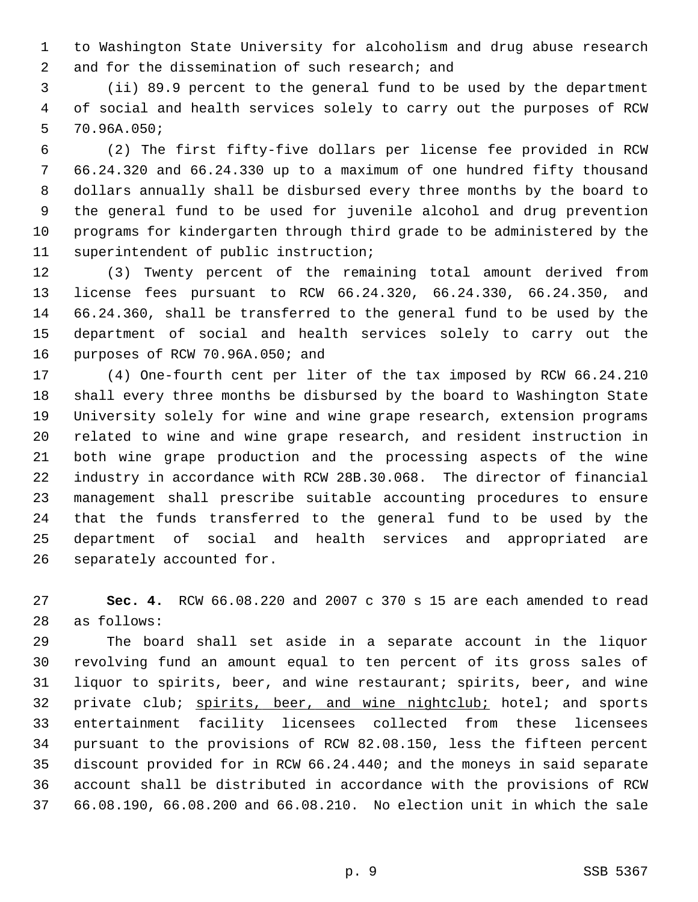to Washington State University for alcoholism and drug abuse research and for the dissemination of such research; and

(ii) 89.9 percent to the general fund to be used by the department of social and health services solely to carry out the purposes of RCW 70.96A.050;

(2) The first fifty-five dollars per license fee provided in RCW 66.24.320 and 66.24.330 up to a maximum of one hundred fifty thousand dollars annually shall be disbursed every three months by the board to the general fund to be used for juvenile alcohol and drug prevention programs for kindergarten through third grade to be administered by the superintendent of public instruction;

(3) Twenty percent of the remaining total amount derived from license fees pursuant to RCW 66.24.320, 66.24.330, 66.24.350, and 66.24.360, shall be transferred to the general fund to be used by the department of social and health services solely to carry out the purposes of RCW 70.96A.050; and

(4) One-fourth cent per liter of the tax imposed by RCW 66.24.210 shall every three months be disbursed by the board to Washington State University solely for wine and wine grape research, extension programs related to wine and wine grape research, and resident instruction in both wine grape production and the processing aspects of the wine industry in accordance with RCW 28B.30.068. The director of financial management shall prescribe suitable accounting procedures to ensure that the funds transferred to the general fund to be used by the department of social and health services and appropriated are separately accounted for.

**Sec. 4.** RCW 66.08.220 and 2007 c 370 s 15 are each amended to read as follows:

The board shall set aside in a separate account in the liquor revolving fund an amount equal to ten percent of its gross sales of liquor to spirits, beer, and wine restaurant; spirits, beer, and wine private club; <u>spirits, beer, and wine nightclub;</u> hotel; and sports entertainment facility licensees collected from these licensees pursuant to the provisions of RCW 82.08.150, less the fifteen percent discount provided for in RCW 66.24.440; and the moneys in said separate account shall be distributed in accordance with the provisions of RCW 66.08.190, 66.08.200 and 66.08.210. No election unit in which the sale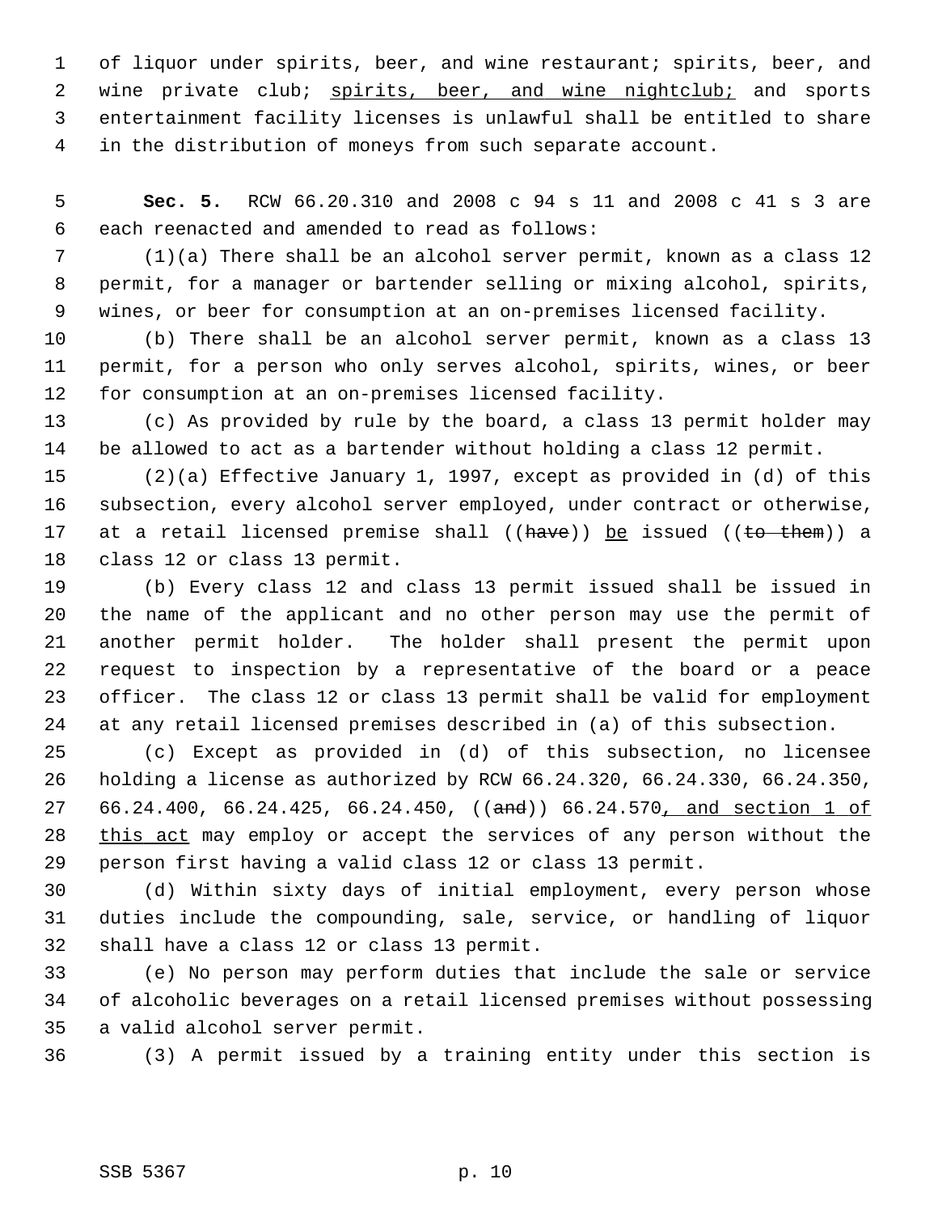of liquor under spirits, beer, and wine restaurant; spirits, beer, and wine private club; <u>spirits, beer, and wine nightclub;</u> and sports entertainment facility licenses is unlawful shall be entitled to share in the distribution of moneys from such separate account.

**Sec. 5.** RCW 66.20.310 and 2008 c 94 s 11 and 2008 c 41 s 3 are each reenacted and amended to read as follows:

(1)(a) There shall be an alcohol server permit, known as a class 12 permit, for a manager or bartender selling or mixing alcohol, spirits, wines, or beer for consumption at an on-premises licensed facility.

(b) There shall be an alcohol server permit, known as a class 13 permit, for a person who only serves alcohol, spirits, wines, or beer for consumption at an on-premises licensed facility.

(c) As provided by rule by the board, a class 13 permit holder may be allowed to act as a bartender without holding a class 12 permit.

(2)(a) Effective January 1, 1997, except as provided in (d) of this subsection, every alcohol server employed, under contract or otherwise, at a retail licensed premise shall ((~~have~~)) <u>be</u> issued ((~~to them~~)) a class 12 or class 13 permit.

(b) Every class 12 and class 13 permit issued shall be issued in the name of the applicant and no other person may use the permit of another permit holder. The holder shall present the permit upon request to inspection by a representative of the board or a peace officer. The class 12 or class 13 permit shall be valid for employment at any retail licensed premises described in (a) of this subsection.

(c) Except as provided in (d) of this subsection, no licensee holding a license as authorized by RCW 66.24.320, 66.24.330, 66.24.350, 66.24.400, 66.24.425, 66.24.450, ((~~and~~)) 66.24.570<u>, and section 1 of this act</u> may employ or accept the services of any person without the person first having a valid class 12 or class 13 permit.

(d) Within sixty days of initial employment, every person whose duties include the compounding, sale, service, or handling of liquor shall have a class 12 or class 13 permit.

(e) No person may perform duties that include the sale or service of alcoholic beverages on a retail licensed premises without possessing a valid alcohol server permit.

(3) A permit issued by a training entity under this section is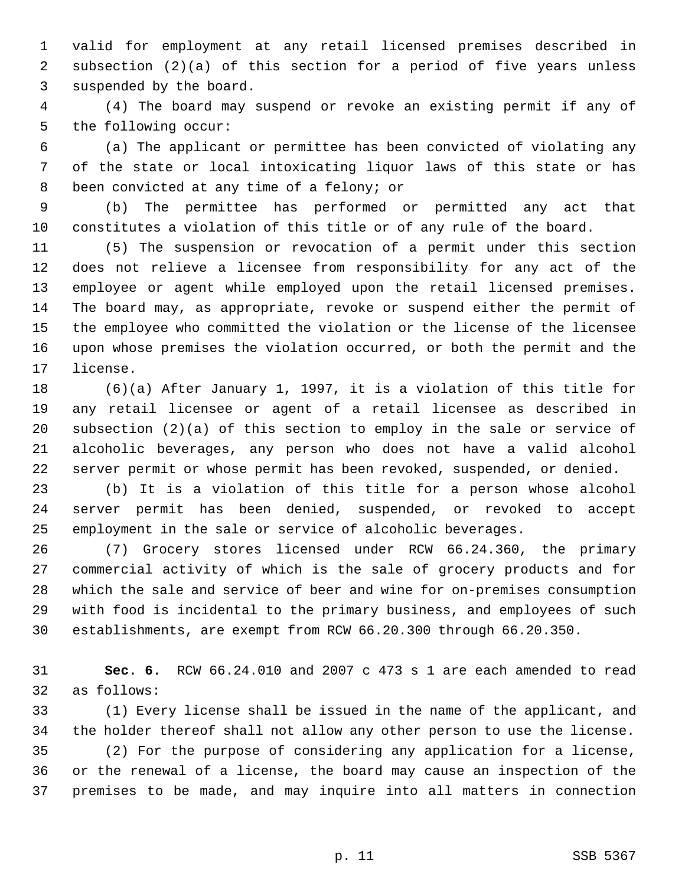valid for employment at any retail licensed premises described in subsection (2)(a) of this section for a period of five years unless suspended by the board.

(4) The board may suspend or revoke an existing permit if any of the following occur:

(a) The applicant or permittee has been convicted of violating any of the state or local intoxicating liquor laws of this state or has been convicted at any time of a felony; or

(b) The permittee has performed or permitted any act that constitutes a violation of this title or of any rule of the board.

(5) The suspension or revocation of a permit under this section does not relieve a licensee from responsibility for any act of the employee or agent while employed upon the retail licensed premises. The board may, as appropriate, revoke or suspend either the permit of the employee who committed the violation or the license of the licensee upon whose premises the violation occurred, or both the permit and the license.

(6)(a) After January 1, 1997, it is a violation of this title for any retail licensee or agent of a retail licensee as described in subsection (2)(a) of this section to employ in the sale or service of alcoholic beverages, any person who does not have a valid alcohol server permit or whose permit has been revoked, suspended, or denied.

(b) It is a violation of this title for a person whose alcohol server permit has been denied, suspended, or revoked to accept employment in the sale or service of alcoholic beverages.

(7) Grocery stores licensed under RCW 66.24.360, the primary commercial activity of which is the sale of grocery products and for which the sale and service of beer and wine for on-premises consumption with food is incidental to the primary business, and employees of such establishments, are exempt from RCW 66.20.300 through 66.20.350.

**Sec. 6.** RCW 66.24.010 and 2007 c 473 s 1 are each amended to read as follows:

(1) Every license shall be issued in the name of the applicant, and the holder thereof shall not allow any other person to use the license.

(2) For the purpose of considering any application for a license, or the renewal of a license, the board may cause an inspection of the premises to be made, and may inquire into all matters in connection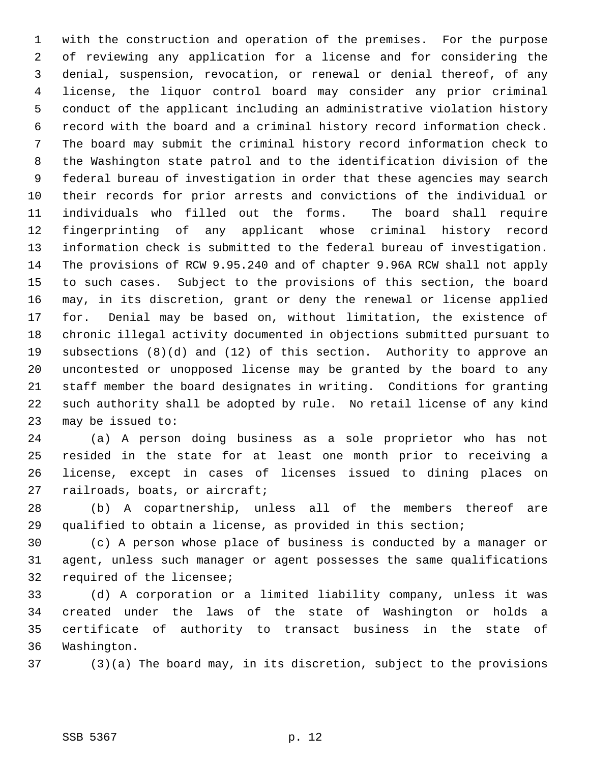with the construction and operation of the premises. For the purpose of reviewing any application for a license and for considering the denial, suspension, revocation, or renewal or denial thereof, of any license, the liquor control board may consider any prior criminal conduct of the applicant including an administrative violation history record with the board and a criminal history record information check. The board may submit the criminal history record information check to the Washington state patrol and to the identification division of the federal bureau of investigation in order that these agencies may search their records for prior arrests and convictions of the individual or individuals who filled out the forms. The board shall require fingerprinting of any applicant whose criminal history record information check is submitted to the federal bureau of investigation. The provisions of RCW 9.95.240 and of chapter 9.96A RCW shall not apply to such cases. Subject to the provisions of this section, the board may, in its discretion, grant or deny the renewal or license applied for. Denial may be based on, without limitation, the existence of chronic illegal activity documented in objections submitted pursuant to subsections (8)(d) and (12) of this section. Authority to approve an uncontested or unopposed license may be granted by the board to any staff member the board designates in writing. Conditions for granting such authority shall be adopted by rule. No retail license of any kind may be issued to:

(a) A person doing business as a sole proprietor who has not resided in the state for at least one month prior to receiving a license, except in cases of licenses issued to dining places on railroads, boats, or aircraft;

(b) A copartnership, unless all of the members thereof are qualified to obtain a license, as provided in this section;

(c) A person whose place of business is conducted by a manager or agent, unless such manager or agent possesses the same qualifications required of the licensee;

(d) A corporation or a limited liability company, unless it was created under the laws of the state of Washington or holds a certificate of authority to transact business in the state of Washington.

(3)(a) The board may, in its discretion, subject to the provisions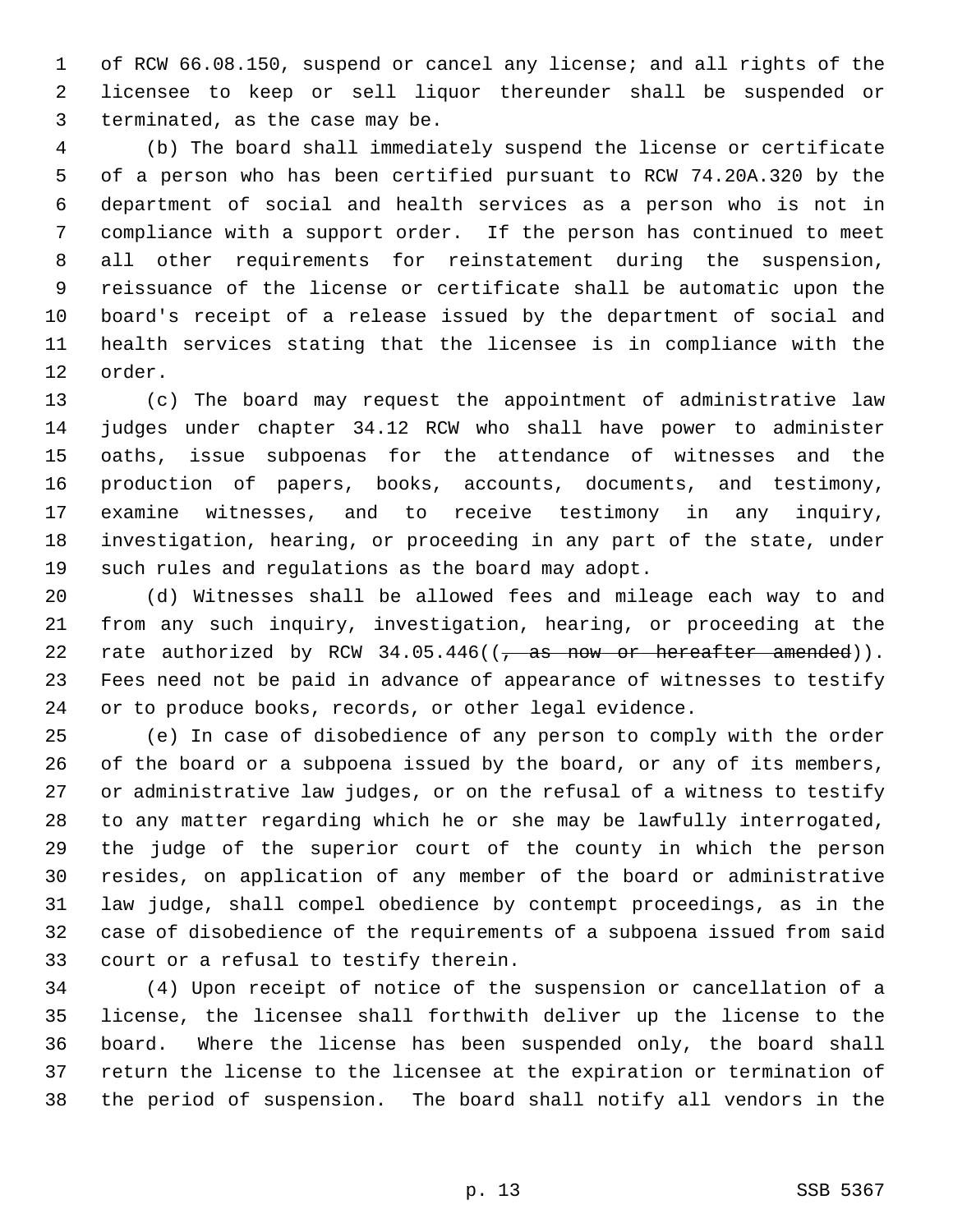of RCW 66.08.150, suspend or cancel any license; and all rights of the licensee to keep or sell liquor thereunder shall be suspended or terminated, as the case may be.

(b) The board shall immediately suspend the license or certificate of a person who has been certified pursuant to RCW 74.20A.320 by the department of social and health services as a person who is not in compliance with a support order. If the person has continued to meet all other requirements for reinstatement during the suspension, reissuance of the license or certificate shall be automatic upon the board's receipt of a release issued by the department of social and health services stating that the licensee is in compliance with the order.

(c) The board may request the appointment of administrative law judges under chapter 34.12 RCW who shall have power to administer oaths, issue subpoenas for the attendance of witnesses and the production of papers, books, accounts, documents, and testimony, examine witnesses, and to receive testimony in any inquiry, investigation, hearing, or proceeding in any part of the state, under such rules and regulations as the board may adopt.

(d) Witnesses shall be allowed fees and mileage each way to and from any such inquiry, investigation, hearing, or proceeding at the rate authorized by RCW 34.05.446((~~, as now or hereafter amended~~)). Fees need not be paid in advance of appearance of witnesses to testify or to produce books, records, or other legal evidence.

(e) In case of disobedience of any person to comply with the order of the board or a subpoena issued by the board, or any of its members, or administrative law judges, or on the refusal of a witness to testify to any matter regarding which he or she may be lawfully interrogated, the judge of the superior court of the county in which the person resides, on application of any member of the board or administrative law judge, shall compel obedience by contempt proceedings, as in the case of disobedience of the requirements of a subpoena issued from said court or a refusal to testify therein.

(4) Upon receipt of notice of the suspension or cancellation of a license, the licensee shall forthwith deliver up the license to the board. Where the license has been suspended only, the board shall return the license to the licensee at the expiration or termination of the period of suspension. The board shall notify all vendors in the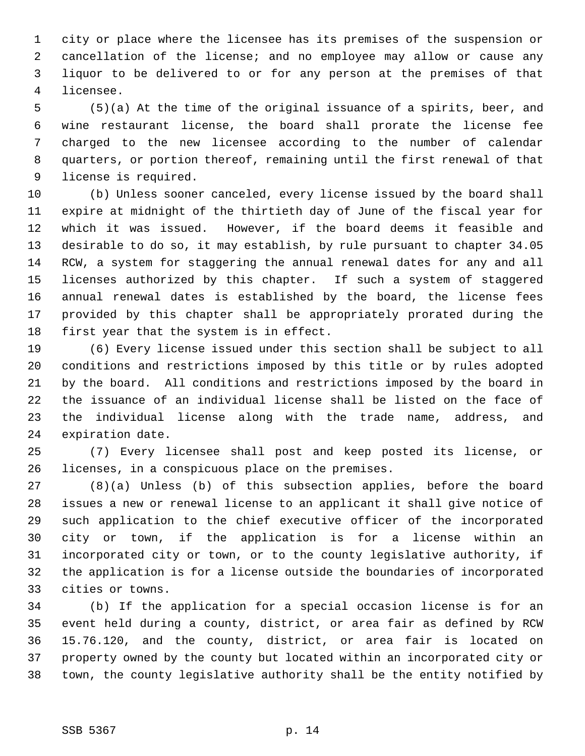city or place where the licensee has its premises of the suspension or cancellation of the license; and no employee may allow or cause any liquor to be delivered to or for any person at the premises of that licensee.

(5)(a) At the time of the original issuance of a spirits, beer, and wine restaurant license, the board shall prorate the license fee charged to the new licensee according to the number of calendar quarters, or portion thereof, remaining until the first renewal of that license is required.

(b) Unless sooner canceled, every license issued by the board shall expire at midnight of the thirtieth day of June of the fiscal year for which it was issued. However, if the board deems it feasible and desirable to do so, it may establish, by rule pursuant to chapter 34.05 RCW, a system for staggering the annual renewal dates for any and all licenses authorized by this chapter. If such a system of staggered annual renewal dates is established by the board, the license fees provided by this chapter shall be appropriately prorated during the first year that the system is in effect.

(6) Every license issued under this section shall be subject to all conditions and restrictions imposed by this title or by rules adopted by the board. All conditions and restrictions imposed by the board in the issuance of an individual license shall be listed on the face of the individual license along with the trade name, address, and expiration date.

(7) Every licensee shall post and keep posted its license, or licenses, in a conspicuous place on the premises.

(8)(a) Unless (b) of this subsection applies, before the board issues a new or renewal license to an applicant it shall give notice of such application to the chief executive officer of the incorporated city or town, if the application is for a license within an incorporated city or town, or to the county legislative authority, if the application is for a license outside the boundaries of incorporated cities or towns.

(b) If the application for a special occasion license is for an event held during a county, district, or area fair as defined by RCW 15.76.120, and the county, district, or area fair is located on property owned by the county but located within an incorporated city or town, the county legislative authority shall be the entity notified by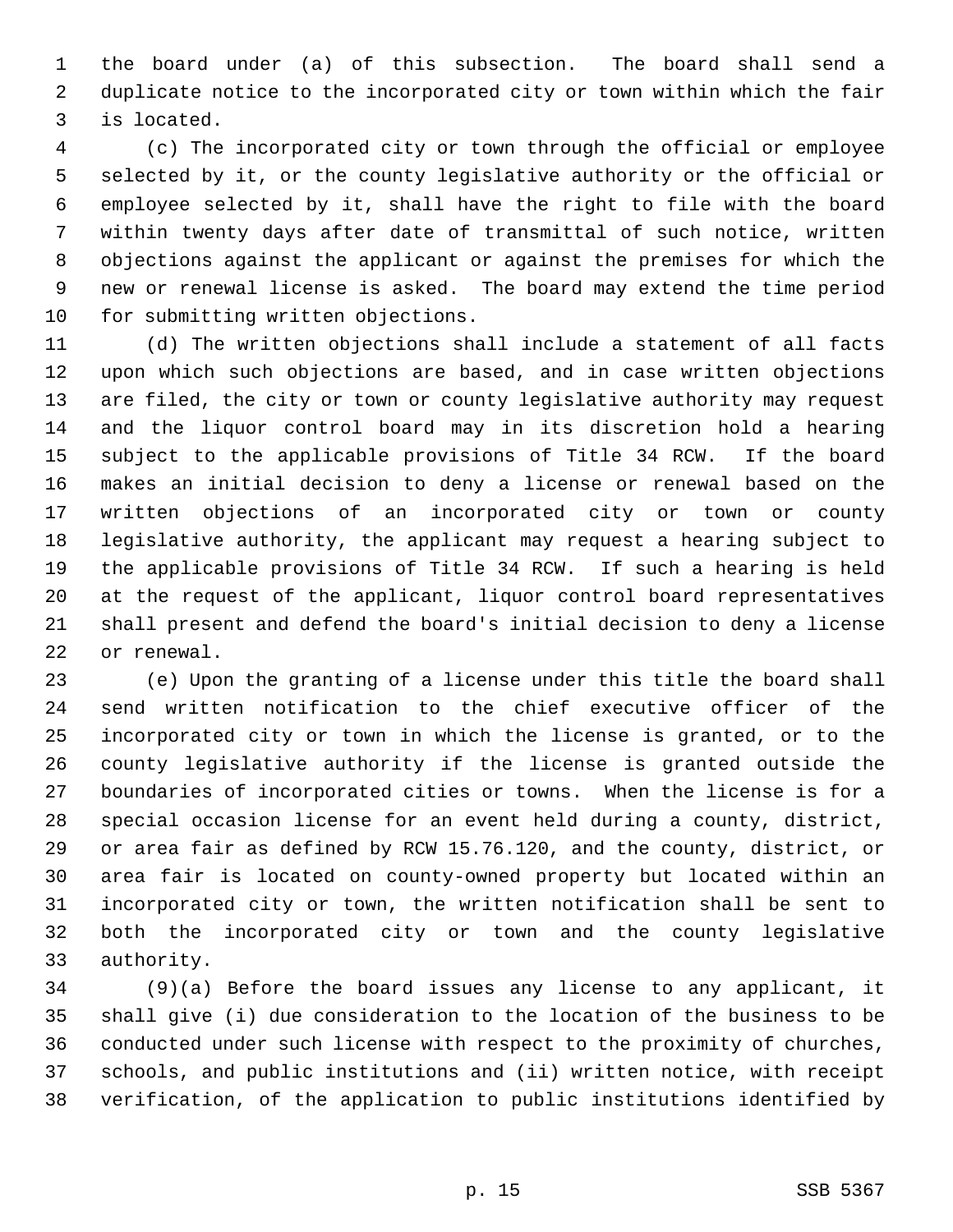the board under (a) of this subsection. The board shall send a duplicate notice to the incorporated city or town within which the fair is located.

(c) The incorporated city or town through the official or employee selected by it, or the county legislative authority or the official or employee selected by it, shall have the right to file with the board within twenty days after date of transmittal of such notice, written objections against the applicant or against the premises for which the new or renewal license is asked. The board may extend the time period for submitting written objections.

(d) The written objections shall include a statement of all facts upon which such objections are based, and in case written objections are filed, the city or town or county legislative authority may request and the liquor control board may in its discretion hold a hearing subject to the applicable provisions of Title 34 RCW. If the board makes an initial decision to deny a license or renewal based on the written objections of an incorporated city or town or county legislative authority, the applicant may request a hearing subject to the applicable provisions of Title 34 RCW. If such a hearing is held at the request of the applicant, liquor control board representatives shall present and defend the board's initial decision to deny a license or renewal.

(e) Upon the granting of a license under this title the board shall send written notification to the chief executive officer of the incorporated city or town in which the license is granted, or to the county legislative authority if the license is granted outside the boundaries of incorporated cities or towns. When the license is for a special occasion license for an event held during a county, district, or area fair as defined by RCW 15.76.120, and the county, district, or area fair is located on county-owned property but located within an incorporated city or town, the written notification shall be sent to both the incorporated city or town and the county legislative authority.

(9)(a) Before the board issues any license to any applicant, it shall give (i) due consideration to the location of the business to be conducted under such license with respect to the proximity of churches, schools, and public institutions and (ii) written notice, with receipt verification, of the application to public institutions identified by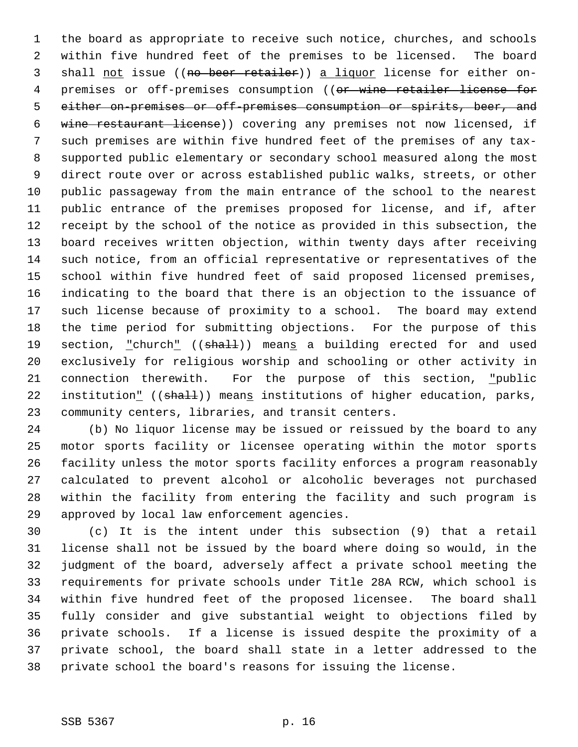the board as appropriate to receive such notice, churches, and schools within five hundred feet of the premises to be licensed. The board shall not issue ((~~no beer retailer~~)) a liquor license for either on-premises or off-premises consumption ((~~or wine retailer license for either on-premises or off-premises consumption or spirits, beer, and wine restaurant license~~)) covering any premises not now licensed, if such premises are within five hundred feet of the premises of any tax-supported public elementary or secondary school measured along the most direct route over or across established public walks, streets, or other public passageway from the main entrance of the school to the nearest public entrance of the premises proposed for license, and if, after receipt by the school of the notice as provided in this subsection, the board receives written objection, within twenty days after receiving such notice, from an official representative or representatives of the school within five hundred feet of said proposed licensed premises, indicating to the board that there is an objection to the issuance of such license because of proximity to a school. The board may extend the time period for submitting objections. For the purpose of this section, "church" ((~~shall~~)) means a building erected for and used exclusively for religious worship and schooling or other activity in connection therewith. For the purpose of this section, "public institution" ((~~shall~~)) means institutions of higher education, parks, community centers, libraries, and transit centers.

(b) No liquor license may be issued or reissued by the board to any motor sports facility or licensee operating within the motor sports facility unless the motor sports facility enforces a program reasonably calculated to prevent alcohol or alcoholic beverages not purchased within the facility from entering the facility and such program is approved by local law enforcement agencies.

(c) It is the intent under this subsection (9) that a retail license shall not be issued by the board where doing so would, in the judgment of the board, adversely affect a private school meeting the requirements for private schools under Title 28A RCW, which school is within five hundred feet of the proposed licensee. The board shall fully consider and give substantial weight to objections filed by private schools. If a license is issued despite the proximity of a private school, the board shall state in a letter addressed to the private school the board's reasons for issuing the license.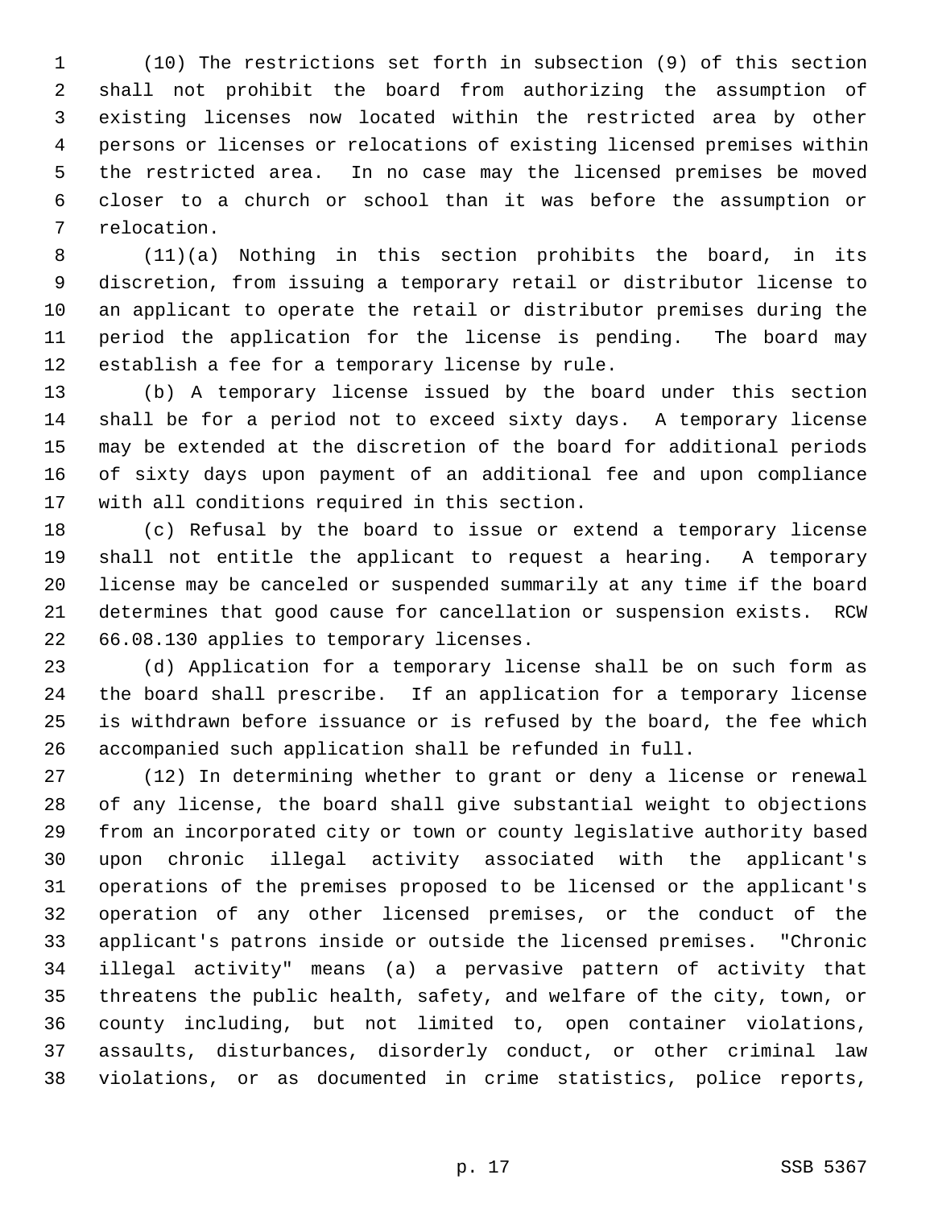(10) The restrictions set forth in subsection (9) of this section shall not prohibit the board from authorizing the assumption of existing licenses now located within the restricted area by other persons or licenses or relocations of existing licensed premises within the restricted area. In no case may the licensed premises be moved closer to a church or school than it was before the assumption or relocation.

(11)(a) Nothing in this section prohibits the board, in its discretion, from issuing a temporary retail or distributor license to an applicant to operate the retail or distributor premises during the period the application for the license is pending. The board may establish a fee for a temporary license by rule.

(b) A temporary license issued by the board under this section shall be for a period not to exceed sixty days. A temporary license may be extended at the discretion of the board for additional periods of sixty days upon payment of an additional fee and upon compliance with all conditions required in this section.

(c) Refusal by the board to issue or extend a temporary license shall not entitle the applicant to request a hearing. A temporary license may be canceled or suspended summarily at any time if the board determines that good cause for cancellation or suspension exists. RCW 66.08.130 applies to temporary licenses.

(d) Application for a temporary license shall be on such form as the board shall prescribe. If an application for a temporary license is withdrawn before issuance or is refused by the board, the fee which accompanied such application shall be refunded in full.

(12) In determining whether to grant or deny a license or renewal of any license, the board shall give substantial weight to objections from an incorporated city or town or county legislative authority based upon chronic illegal activity associated with the applicant's operations of the premises proposed to be licensed or the applicant's operation of any other licensed premises, or the conduct of the applicant's patrons inside or outside the licensed premises. "Chronic illegal activity" means (a) a pervasive pattern of activity that threatens the public health, safety, and welfare of the city, town, or county including, but not limited to, open container violations, assaults, disturbances, disorderly conduct, or other criminal law violations, or as documented in crime statistics, police reports,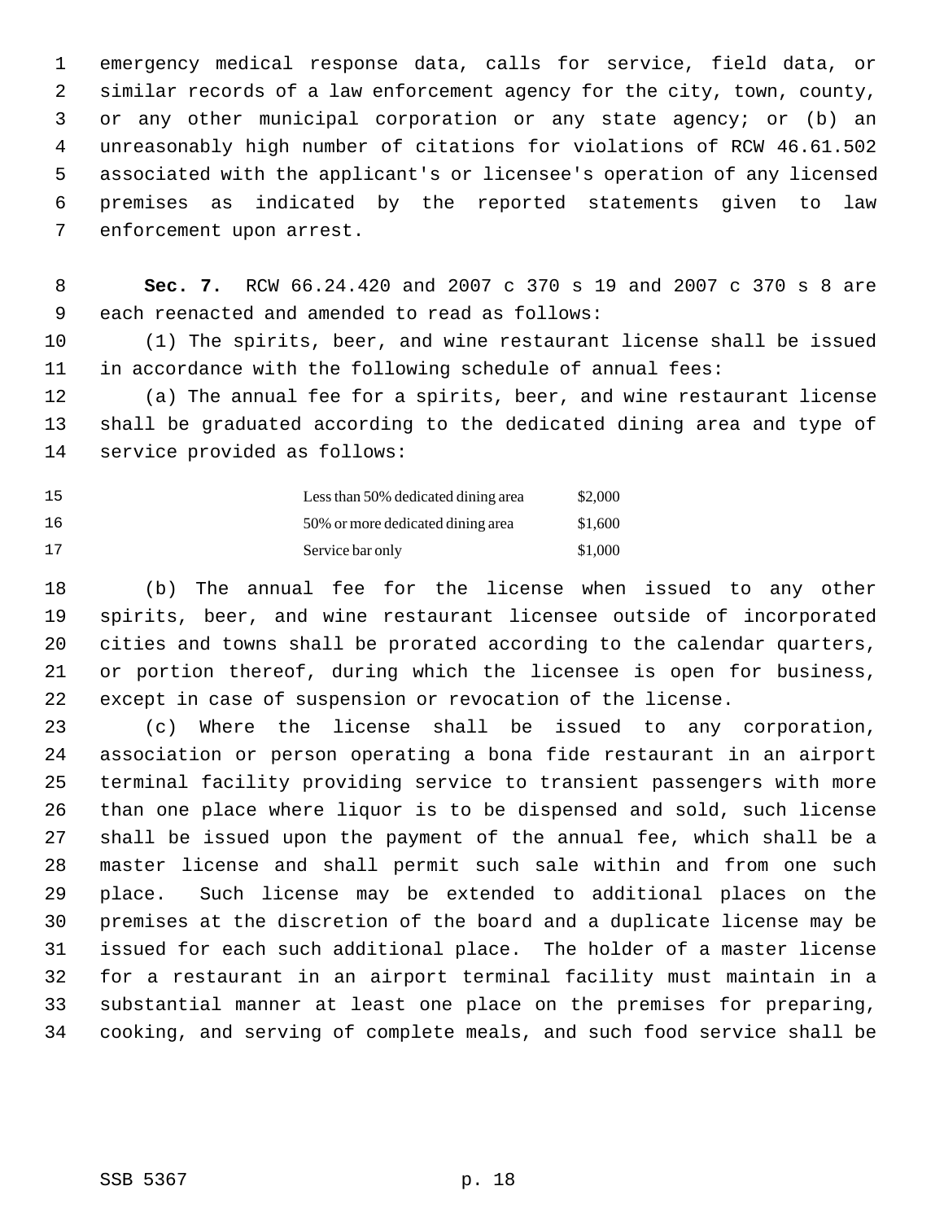emergency medical response data, calls for service, field data, or similar records of a law enforcement agency for the city, town, county, or any other municipal corporation or any state agency; or (b) an unreasonably high number of citations for violations of RCW 46.61.502 associated with the applicant's or licensee's operation of any licensed premises as indicated by the reported statements given to law enforcement upon arrest.

**Sec. 7.** RCW 66.24.420 and 2007 c 370 s 19 and 2007 c 370 s 8 are each reenacted and amended to read as follows:

(1) The spirits, beer, and wine restaurant license shall be issued in accordance with the following schedule of annual fees:

(a) The annual fee for a spirits, beer, and wine restaurant license shall be graduated according to the dedicated dining area and type of service provided as follows:

| | |
|---|---|
| Less than 50% dedicated dining area | $2,000 |
| 50% or more dedicated dining area | $1,600 |
| Service bar only | $1,000 |

(b) The annual fee for the license when issued to any other spirits, beer, and wine restaurant licensee outside of incorporated cities and towns shall be prorated according to the calendar quarters, or portion thereof, during which the licensee is open for business, except in case of suspension or revocation of the license.

(c) Where the license shall be issued to any corporation, association or person operating a bona fide restaurant in an airport terminal facility providing service to transient passengers with more than one place where liquor is to be dispensed and sold, such license shall be issued upon the payment of the annual fee, which shall be a master license and shall permit such sale within and from one such place. Such license may be extended to additional places on the premises at the discretion of the board and a duplicate license may be issued for each such additional place. The holder of a master license for a restaurant in an airport terminal facility must maintain in a substantial manner at least one place on the premises for preparing, cooking, and serving of complete meals, and such food service shall be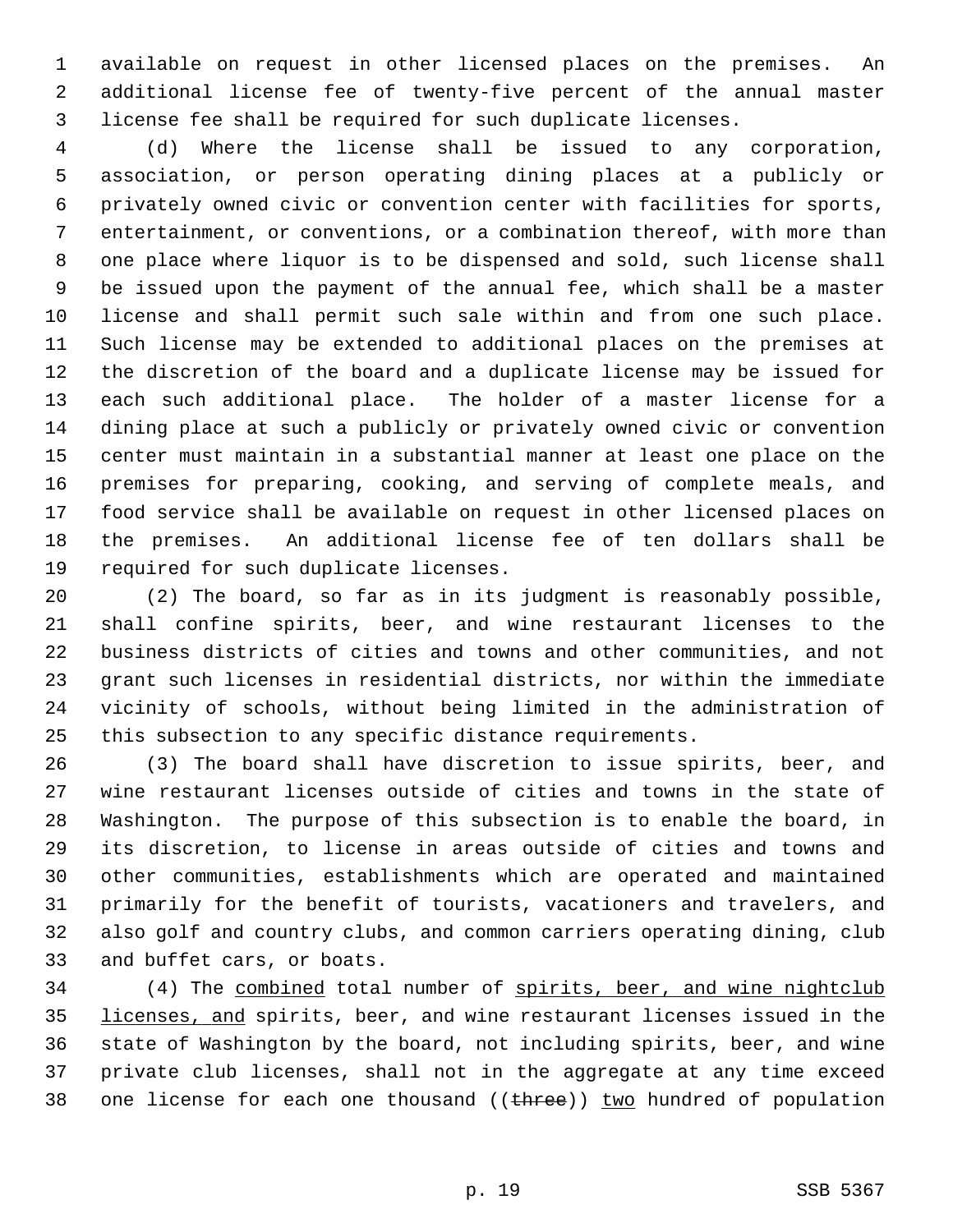available on request in other licensed places on the premises. An additional license fee of twenty-five percent of the annual master license fee shall be required for such duplicate licenses.

(d) Where the license shall be issued to any corporation, association, or person operating dining places at a publicly or privately owned civic or convention center with facilities for sports, entertainment, or conventions, or a combination thereof, with more than one place where liquor is to be dispensed and sold, such license shall be issued upon the payment of the annual fee, which shall be a master license and shall permit such sale within and from one such place. Such license may be extended to additional places on the premises at the discretion of the board and a duplicate license may be issued for each such additional place. The holder of a master license for a dining place at such a publicly or privately owned civic or convention center must maintain in a substantial manner at least one place on the premises for preparing, cooking, and serving of complete meals, and food service shall be available on request in other licensed places on the premises. An additional license fee of ten dollars shall be required for such duplicate licenses.

(2) The board, so far as in its judgment is reasonably possible, shall confine spirits, beer, and wine restaurant licenses to the business districts of cities and towns and other communities, and not grant such licenses in residential districts, nor within the immediate vicinity of schools, without being limited in the administration of this subsection to any specific distance requirements.

(3) The board shall have discretion to issue spirits, beer, and wine restaurant licenses outside of cities and towns in the state of Washington. The purpose of this subsection is to enable the board, in its discretion, to license in areas outside of cities and towns and other communities, establishments which are operated and maintained primarily for the benefit of tourists, vacationers and travelers, and also golf and country clubs, and common carriers operating dining, club and buffet cars, or boats.

(4) The combined total number of spirits, beer, and wine nightclub licenses, and spirits, beer, and wine restaurant licenses issued in the state of Washington by the board, not including spirits, beer, and wine private club licenses, shall not in the aggregate at any time exceed one license for each one thousand ((~~three~~)) two hundred of population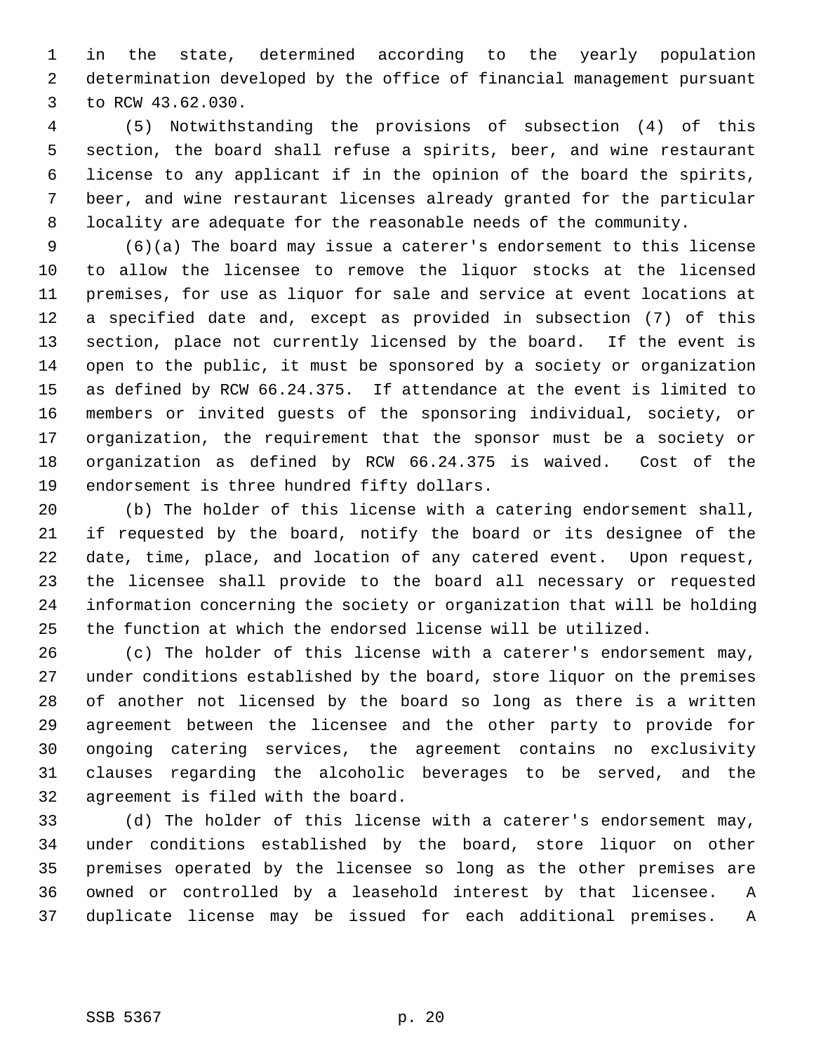in the state, determined according to the yearly population determination developed by the office of financial management pursuant to RCW 43.62.030.

(5) Notwithstanding the provisions of subsection (4) of this section, the board shall refuse a spirits, beer, and wine restaurant license to any applicant if in the opinion of the board the spirits, beer, and wine restaurant licenses already granted for the particular locality are adequate for the reasonable needs of the community.

(6)(a) The board may issue a caterer's endorsement to this license to allow the licensee to remove the liquor stocks at the licensed premises, for use as liquor for sale and service at event locations at a specified date and, except as provided in subsection (7) of this section, place not currently licensed by the board. If the event is open to the public, it must be sponsored by a society or organization as defined by RCW 66.24.375. If attendance at the event is limited to members or invited guests of the sponsoring individual, society, or organization, the requirement that the sponsor must be a society or organization as defined by RCW 66.24.375 is waived. Cost of the endorsement is three hundred fifty dollars.

(b) The holder of this license with a catering endorsement shall, if requested by the board, notify the board or its designee of the date, time, place, and location of any catered event. Upon request, the licensee shall provide to the board all necessary or requested information concerning the society or organization that will be holding the function at which the endorsed license will be utilized.

(c) The holder of this license with a caterer's endorsement may, under conditions established by the board, store liquor on the premises of another not licensed by the board so long as there is a written agreement between the licensee and the other party to provide for ongoing catering services, the agreement contains no exclusivity clauses regarding the alcoholic beverages to be served, and the agreement is filed with the board.

(d) The holder of this license with a caterer's endorsement may, under conditions established by the board, store liquor on other premises operated by the licensee so long as the other premises are owned or controlled by a leasehold interest by that licensee. A duplicate license may be issued for each additional premises. A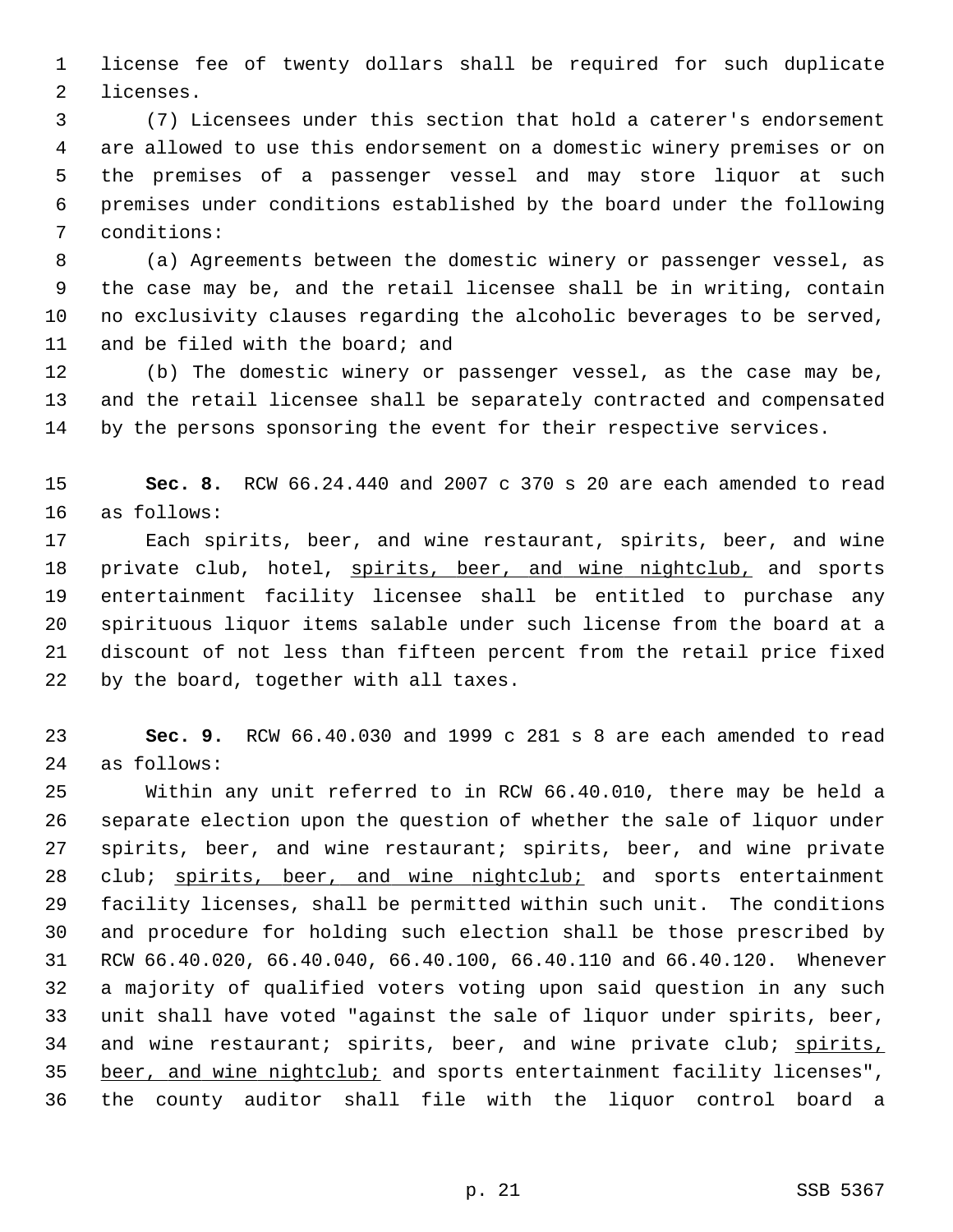license fee of twenty dollars shall be required for such duplicate licenses.

(7) Licensees under this section that hold a caterer's endorsement are allowed to use this endorsement on a domestic winery premises or on the premises of a passenger vessel and may store liquor at such premises under conditions established by the board under the following conditions:

(a) Agreements between the domestic winery or passenger vessel, as the case may be, and the retail licensee shall be in writing, contain no exclusivity clauses regarding the alcoholic beverages to be served, and be filed with the board; and

(b) The domestic winery or passenger vessel, as the case may be, and the retail licensee shall be separately contracted and compensated by the persons sponsoring the event for their respective services.

**Sec. 8.** RCW 66.24.440 and 2007 c 370 s 20 are each amended to read as follows:

Each spirits, beer, and wine restaurant, spirits, beer, and wine private club, hotel, <u>spirits, beer, and wine nightclub,</u> and sports entertainment facility licensee shall be entitled to purchase any spirituous liquor items salable under such license from the board at a discount of not less than fifteen percent from the retail price fixed by the board, together with all taxes.

**Sec. 9.** RCW 66.40.030 and 1999 c 281 s 8 are each amended to read as follows:

Within any unit referred to in RCW 66.40.010, there may be held a separate election upon the question of whether the sale of liquor under spirits, beer, and wine restaurant; spirits, beer, and wine private club; <u>spirits, beer, and wine nightclub;</u> and sports entertainment facility licenses, shall be permitted within such unit. The conditions and procedure for holding such election shall be those prescribed by RCW 66.40.020, 66.40.040, 66.40.100, 66.40.110 and 66.40.120. Whenever a majority of qualified voters voting upon said question in any such unit shall have voted "against the sale of liquor under spirits, beer, and wine restaurant; spirits, beer, and wine private club; <u>spirits, beer, and wine nightclub;</u> and sports entertainment facility licenses", the county auditor shall file with the liquor control board a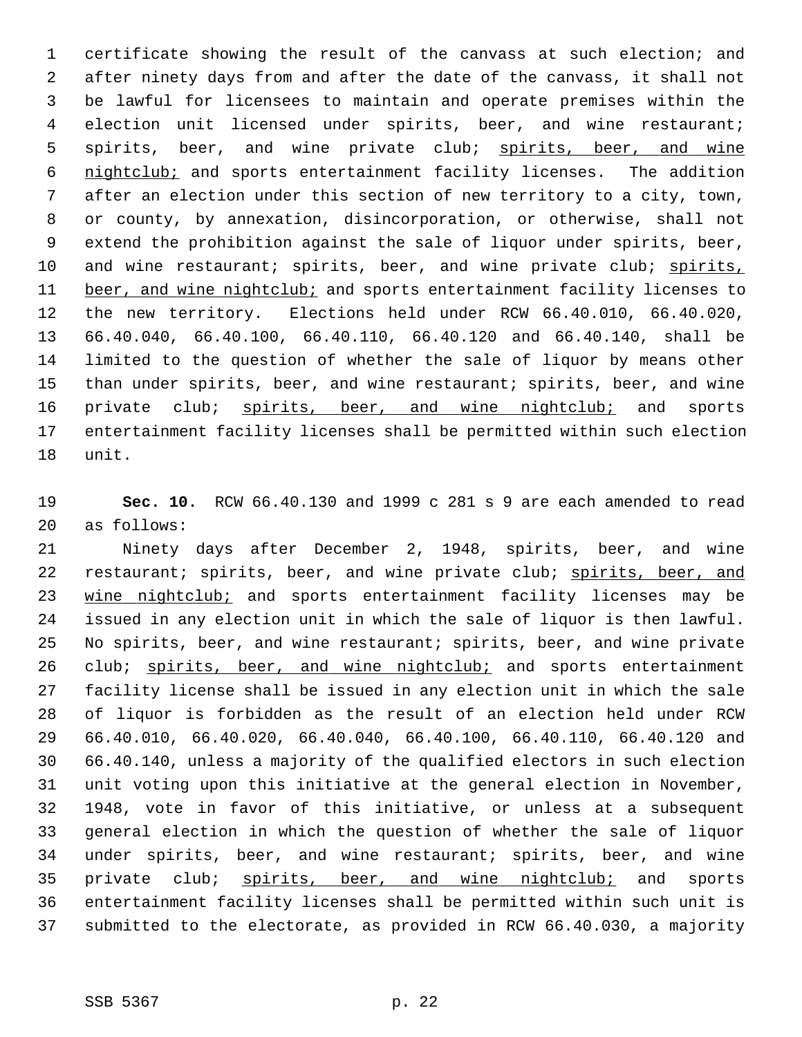certificate showing the result of the canvass at such election; and after ninety days from and after the date of the canvass, it shall not be lawful for licensees to maintain and operate premises within the election unit licensed under spirits, beer, and wine restaurant; spirits, beer, and wine private club; <u>spirits, beer, and wine nightclub;</u> and sports entertainment facility licenses. The addition after an election under this section of new territory to a city, town, or county, by annexation, disincorporation, or otherwise, shall not extend the prohibition against the sale of liquor under spirits, beer, and wine restaurant; spirits, beer, and wine private club; <u>spirits, beer, and wine nightclub;</u> and sports entertainment facility licenses to the new territory. Elections held under RCW 66.40.010, 66.40.020, 66.40.040, 66.40.100, 66.40.110, 66.40.120 and 66.40.140, shall be limited to the question of whether the sale of liquor by means other than under spirits, beer, and wine restaurant; spirits, beer, and wine private club; <u>spirits, beer, and wine nightclub;</u> and sports entertainment facility licenses shall be permitted within such election unit.

**Sec. 10.** RCW 66.40.130 and 1999 c 281 s 9 are each amended to read as follows:

Ninety days after December 2, 1948, spirits, beer, and wine restaurant; spirits, beer, and wine private club; <u>spirits, beer, and wine nightclub;</u> and sports entertainment facility licenses may be issued in any election unit in which the sale of liquor is then lawful. No spirits, beer, and wine restaurant; spirits, beer, and wine private club; <u>spirits, beer, and wine nightclub;</u> and sports entertainment facility license shall be issued in any election unit in which the sale of liquor is forbidden as the result of an election held under RCW 66.40.010, 66.40.020, 66.40.040, 66.40.100, 66.40.110, 66.40.120 and 66.40.140, unless a majority of the qualified electors in such election unit voting upon this initiative at the general election in November, 1948, vote in favor of this initiative, or unless at a subsequent general election in which the question of whether the sale of liquor under spirits, beer, and wine restaurant; spirits, beer, and wine private club; <u>spirits, beer, and wine nightclub;</u> and sports entertainment facility licenses shall be permitted within such unit is submitted to the electorate, as provided in RCW 66.40.030, a majority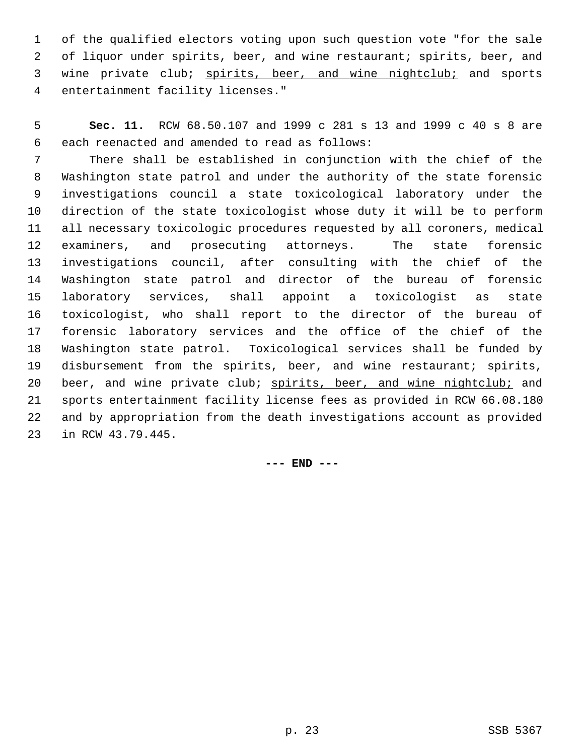of the qualified electors voting upon such question vote "for the sale of liquor under spirits, beer, and wine restaurant; spirits, beer, and wine private club; <u>spirits, beer, and wine nightclub;</u> and sports entertainment facility licenses."

**Sec. 11.** RCW 68.50.107 and 1999 c 281 s 13 and 1999 c 40 s 8 are each reenacted and amended to read as follows:

There shall be established in conjunction with the chief of the Washington state patrol and under the authority of the state forensic investigations council a state toxicological laboratory under the direction of the state toxicologist whose duty it will be to perform all necessary toxicologic procedures requested by all coroners, medical examiners, and prosecuting attorneys. The state forensic investigations council, after consulting with the chief of the Washington state patrol and director of the bureau of forensic laboratory services, shall appoint a toxicologist as state toxicologist, who shall report to the director of the bureau of forensic laboratory services and the office of the chief of the Washington state patrol. Toxicological services shall be funded by disbursement from the spirits, beer, and wine restaurant; spirits, beer, and wine private club; <u>spirits, beer, and wine nightclub;</u> and sports entertainment facility license fees as provided in RCW 66.08.180 and by appropriation from the death investigations account as provided in RCW 43.79.445.

**--- END ---**